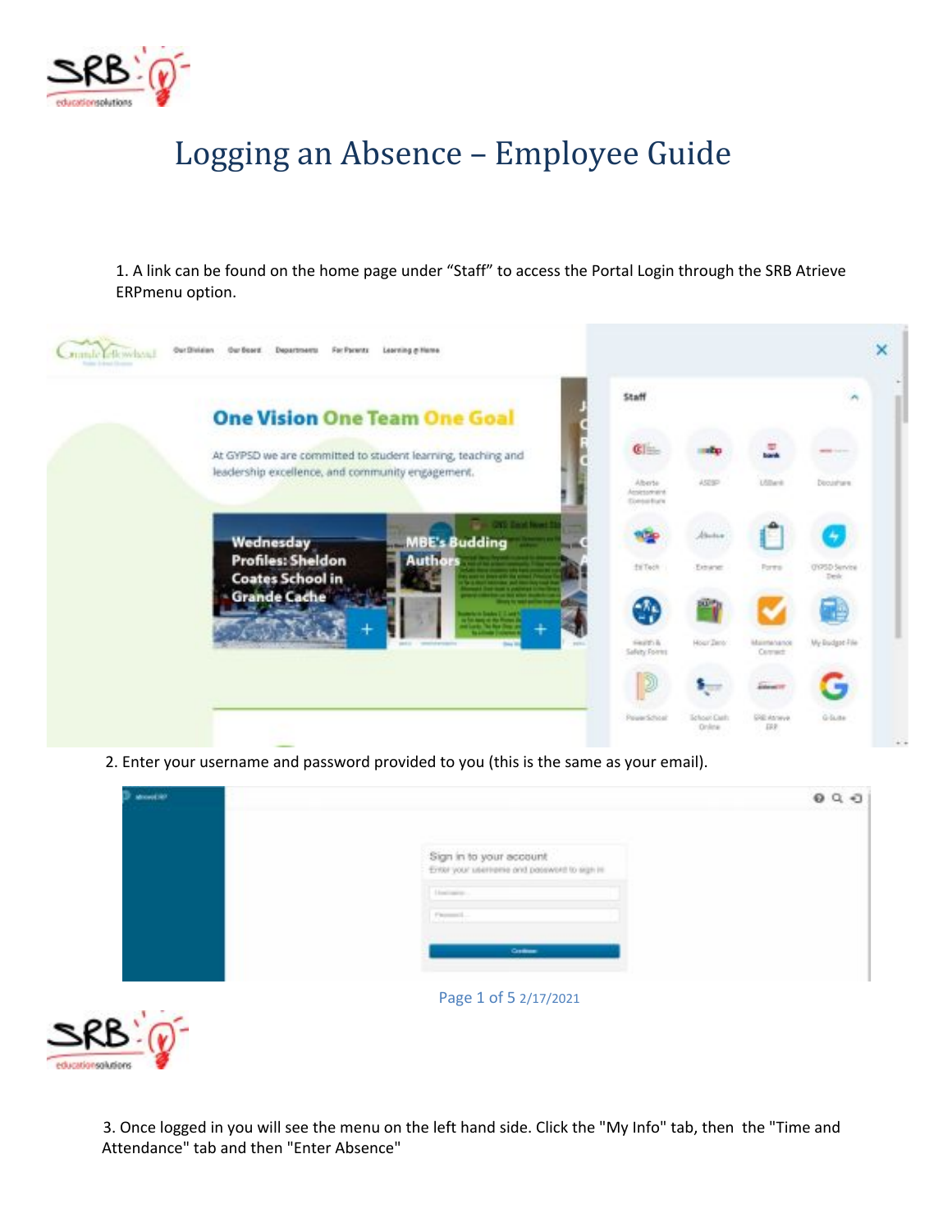# Logging an Absence – Employee Guide

1. A link can be found on the home page under "Staff" to access the Portal Login through the SRB Atrieve ERPmenu option.

2. Enter your username and password provided to you (this is the same as your email).

3. Once logged in you will see the menu on the left hand side. Click the "My Info" tab, then the "Time and Attendance" tab and then "Enter Absence"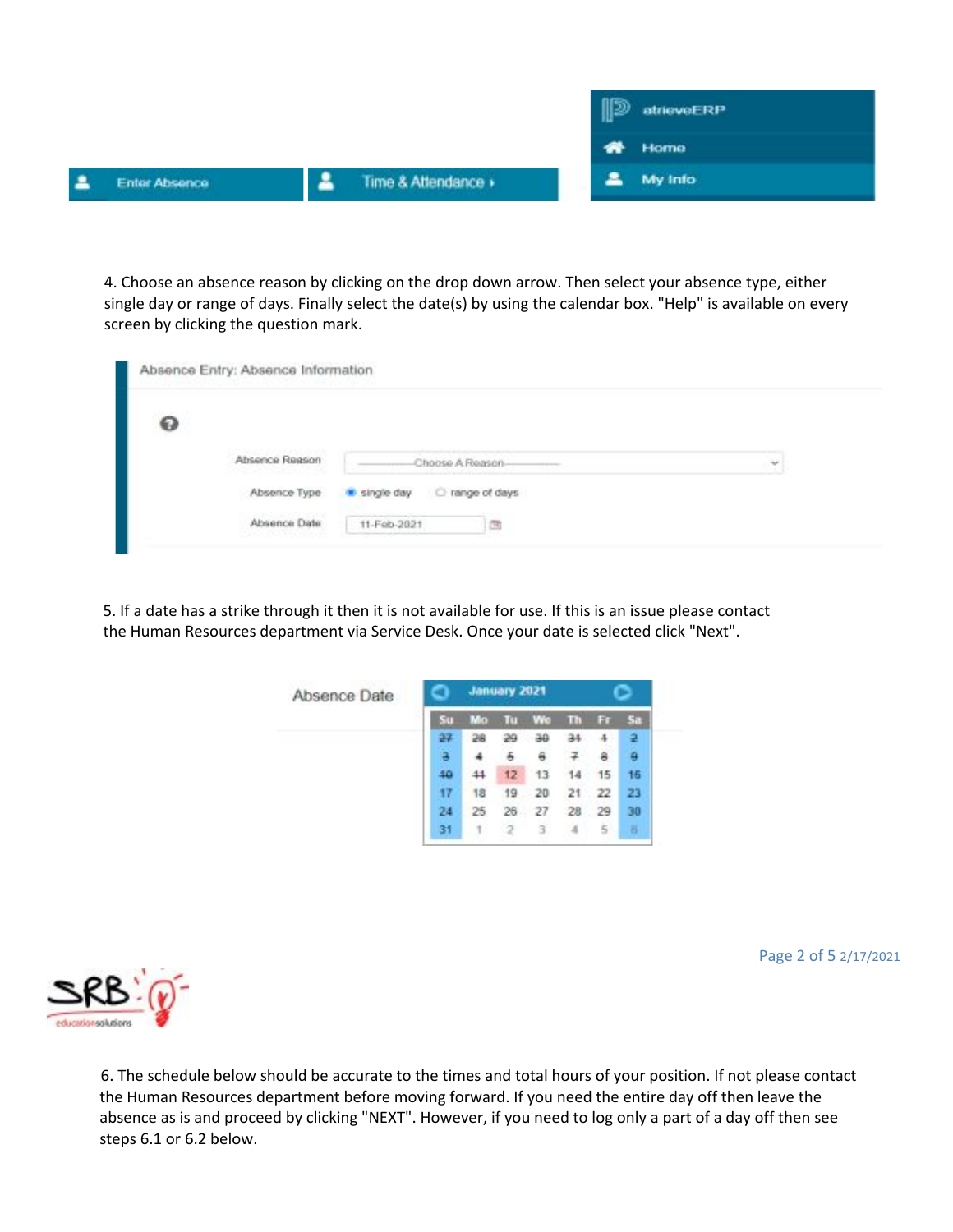4. Choose an absence reason by clicking on the drop down arrow. Then select your absence type, either single day or range of days. Finally select the date(s) by using the calendar box. "Help" is available on every screen by clicking the question mark.

5. If a date has a strike through it then it is not available for use. If this is an issue please contact the Human Resources department via Service Desk. Once your date is selected click "Next".

6. The schedule below should be accurate to the times and total hours of your position. If not please contact the Human Resources department before moving forward. If you need the entire day off then leave the absence as is and proceed by clicking "NEXT". However, if you need to log only a part of a day off then see steps 6.1 or 6.2 below.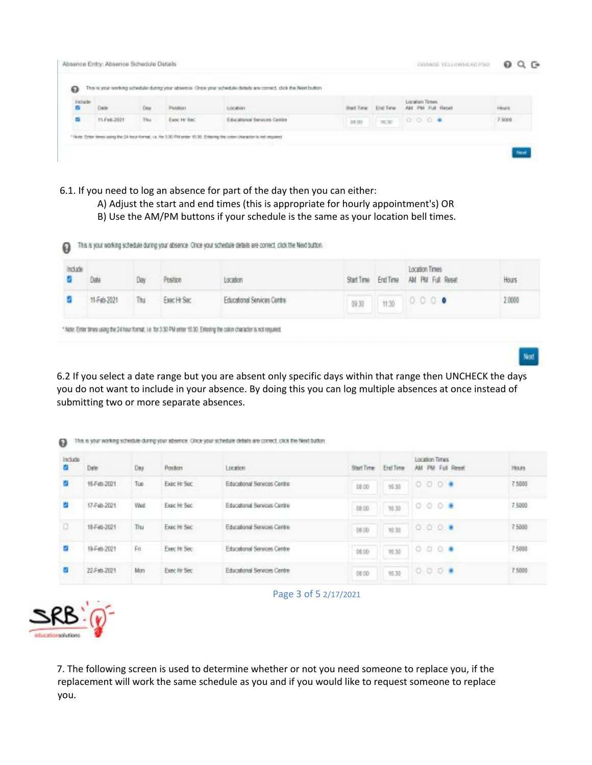Absence Entry: Absence Schedule Details

This is your working schedule during your absence. Once your schedule details are correct, click the Next button.

| Include | Date | Day | Position | Location | Start Time | End Time | Location Times AM PM Full Reset | Hours |
|---|---|---|---|---|---|---|---|---|
| ☑ | 11-Feb-2021 | Thu | Exec Hr Sec | Educational Services Centre | 08:00 | 16:30 | ○ ○ ○ ● | 7.5000 |

*Note: Enter times using the 24 hour format, i.e. for 3:30 PM enter 15:30. Entering the colon character is not required.

Next

6.1. If you need to log an absence for part of the day then you can either:

A) Adjust the start and end times (this is appropriate for hourly appointment's) OR

B) Use the AM/PM buttons if your schedule is the same as your location bell times.

This is your working schedule during your absence. Once your schedule details are correct, click the Next button.

| Include | Date | Day | Position | Location | Start Time | End Time | Location Times AM PM Full Reset | Hours |
|---|---|---|---|---|---|---|---|---|
| ☑ | 11-Feb-2021 | Thu | Exec Hr Sec | Educational Services Centre | 09:30 | 11:30 | ○ ○ ○ ● | 2.0000 |

*Note: Enter times using the 24 hour format, i.e. for 3:30 PM enter 15:30. Entering the colon character is not required.

Next

6.2 If you select a date range but you are absent only specific days within that range then UNCHECK the days you do not want to include in your absence. By doing this you can log multiple absences at once instead of submitting two or more separate absences.

This is your working schedule during your absence. Once your schedule details are correct, click the Next button.

| Include | Date | Day | Position | Location | Start Time | End Time | Location Times AM PM Full Reset | Hours |
|---|---|---|---|---|---|---|---|---|
| ☑ | 16-Feb-2021 | Tue | Exec Hr Sec | Educational Services Centre | 08:00 | 16:30 | ○ ○ ○ ● | 7.5000 |
| ☑ | 17-Feb-2021 | Wed | Exec Hr Sec | Educational Services Centre | 08:00 | 16:30 | ○ ○ ○ ● | 7.5000 |
| ☐ | 18-Feb-2021 | Thu | Exec Hr Sec | Educational Services Centre | 08:00 | 16:30 | ○ ○ ○ ● | 7.5000 |
| ☑ | 19-Feb-2021 | Fri | Exec Hr Sec | Educational Services Centre | 08:00 | 16:30 | ○ ○ ○ ● | 7.5000 |
| ☑ | 22-Feb-2021 | Mon | Exec Hr Sec | Educational Services Centre | 08:00 | 16:30 | ○ ○ ○ ● | 7.5000 |

7. The following screen is used to determine whether or not you need someone to replace you, if the replacement will work the same schedule as you and if you would like to request someone to replace you.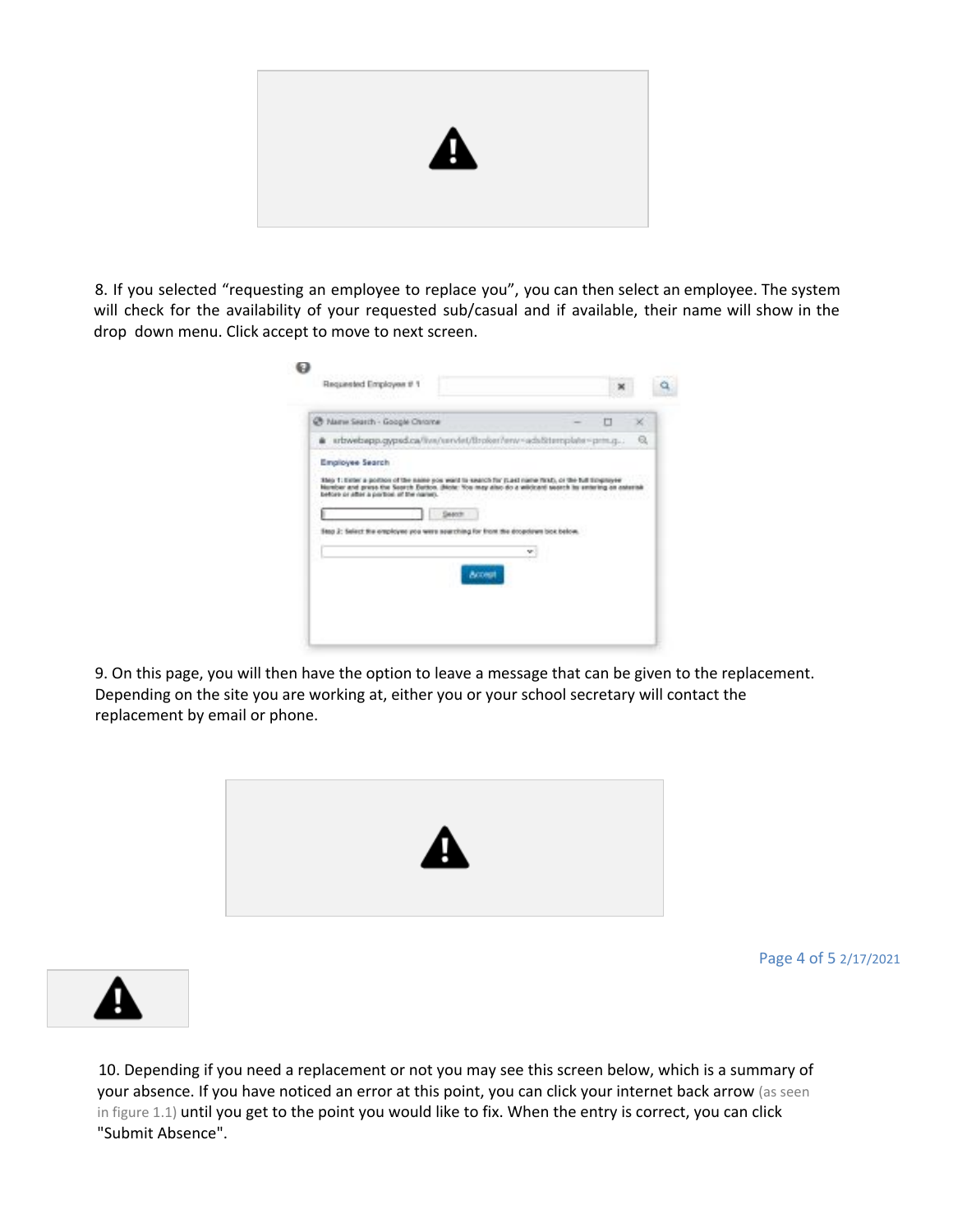8. If you selected "requesting an employee to replace you", you can then select an employee. The system will check for the availability of your requested sub/casual and if available, their name will show in the drop down menu. Click accept to move to next screen.

9. On this page, you will then have the option to leave a message that can be given to the replacement. Depending on the site you are working at, either you or your school secretary will contact the replacement by email or phone.

10. Depending if you need a replacement or not you may see this screen below, which is a summary of your absence. If you have noticed an error at this point, you can click your internet back arrow (as seen in figure 1.1) until you get to the point you would like to fix. When the entry is correct, you can click "Submit Absence".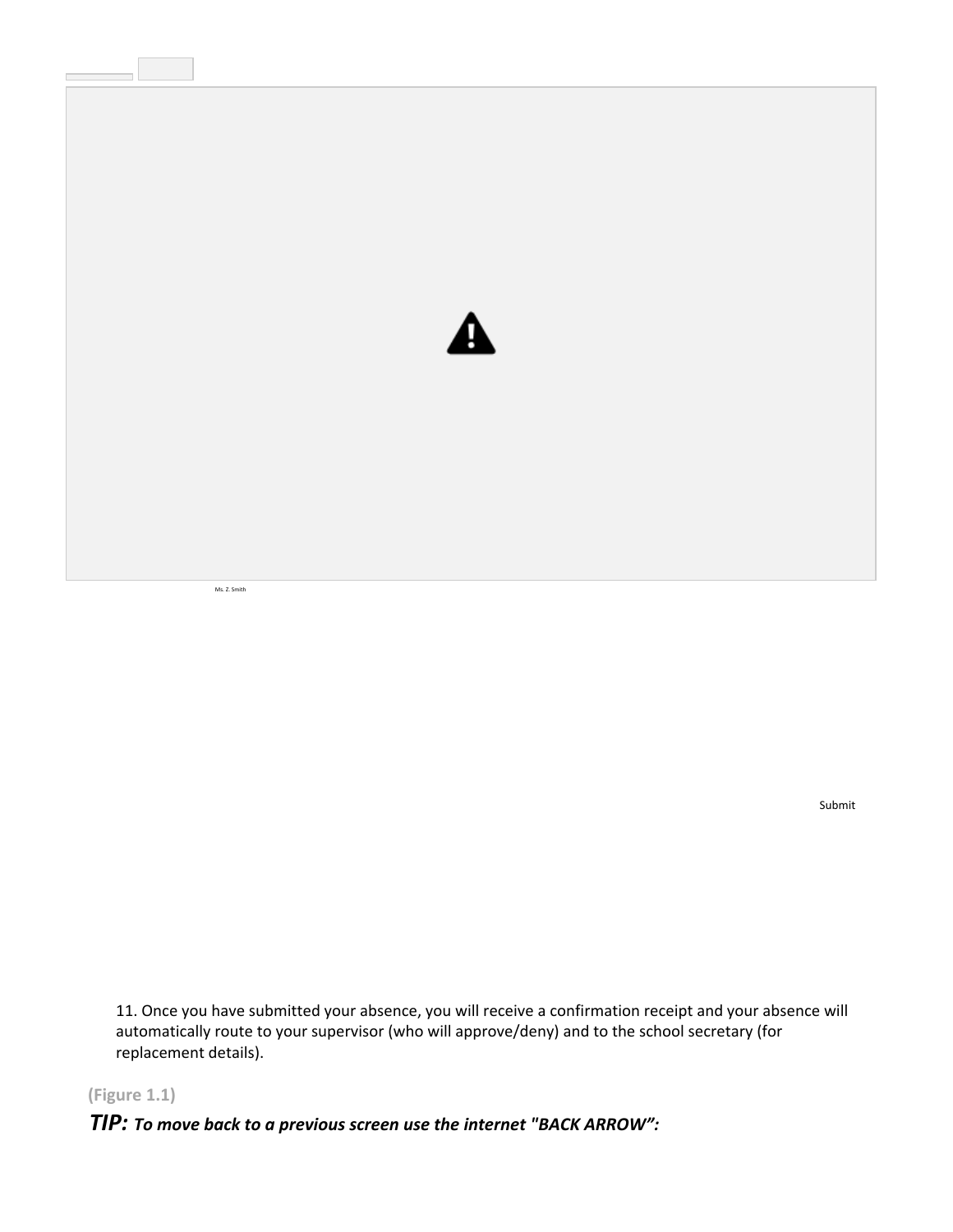Ms. Z. Smith

Submit

11. Once you have submitted your absence, you will receive a confirmation receipt and your absence will automatically route to your supervisor (who will approve/deny) and to the school secretary (for replacement details).

**(Figure 1.1)**

***TIP:*** ***To move back to a previous screen use the internet "BACK ARROW":***